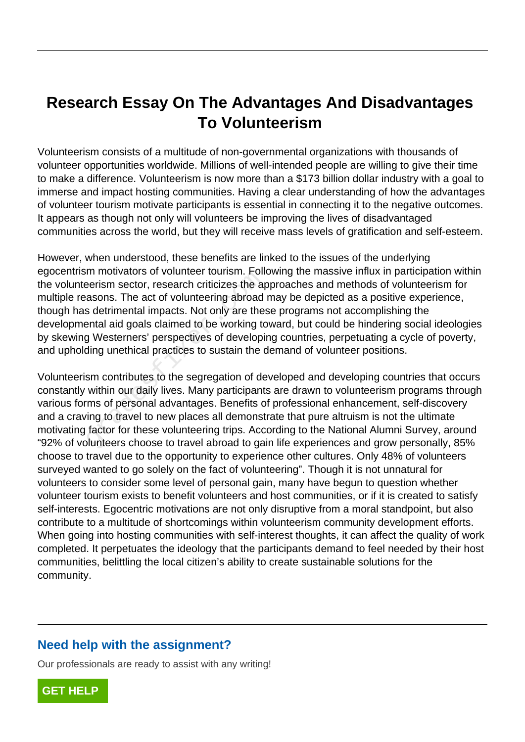# Research Essay On The Advantages And Disadvantages To Volunteerism

Volunteerism consists of a multitude of non-governmental organizations with thousands of volunteer opportunities worldwide. Millions of well-intended people are willing to give their time to make a difference. Volunteerism is now more than a $173 billion dollar industry with a goal to immerse and impact hosting communities. Having a clear understanding of how the advantages of volunteer tourism motivate participants is essential in connecting it to the negative outcomes. It appears as though not only will volunteers be improving the lives of disadvantaged communities across the world, but they will receive mass levels of gratification and self-esteem.

However, when understood, these benefits are linked to the issues of the underlying egocentrism motivators of volunteer tourism. Following the massive influx in participation within the volunteerism sector, research criticizes the approaches and methods of volunteerism for multiple reasons. The act of volunteering abroad may be depicted as a positive experience, though has detrimental impacts. Not only are these programs not accomplishing the developmental aid goals claimed to be working toward, but could be hindering social ideologies by skewing Westerners' perspectives of developing countries, perpetuating a cycle of poverty, and upholding unethical practices to sustain the demand of volunteer positions.

Volunteerism contributes to the segregation of developed and developing countries that occurs constantly within our daily lives. Many participants are drawn to volunteerism programs through various forms of personal advantages. Benefits of professional enhancement, self-discovery and a craving to travel to new places all demonstrate that pure altruism is not the ultimate motivating factor for these volunteering trips. According to the National Alumni Survey, around "92% of volunteers choose to travel abroad to gain life experiences and grow personally, 85% choose to travel due to the opportunity to experience other cultures. Only 48% of volunteers surveyed wanted to go solely on the fact of volunteering". Though it is not unnatural for volunteers to consider some level of personal gain, many have begun to question whether volunteer tourism exists to benefit volunteers and host communities, or if it is created to satisfy self-interests. Egocentric motivations are not only disruptive from a moral standpoint, but also contribute to a multitude of shortcomings within volunteerism community development efforts. When going into hosting communities with self-interest thoughts, it can affect the quality of work completed. It perpetuates the ideology that the participants demand to feel needed by their host communities, belittling the local citizen's ability to create sustainable solutions for the community.

## Need help with the assignment?

Our professionals are ready to assist with any writing!

GET HELP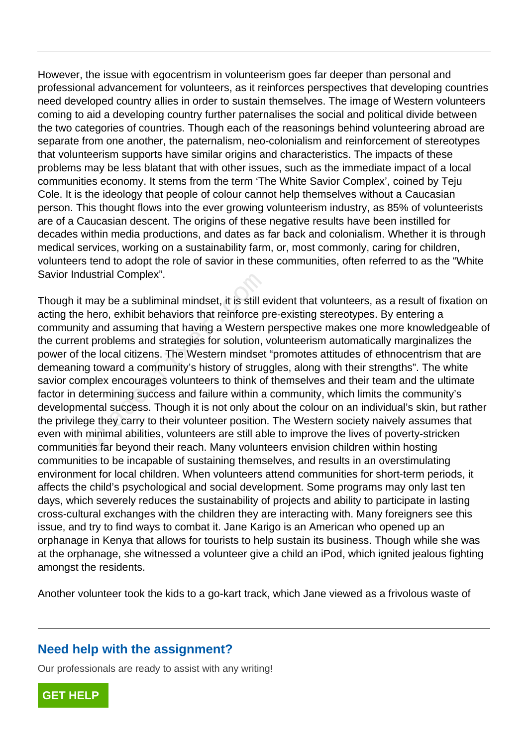However, the issue with egocentrism in volunteerism goes far deeper than personal and professional advancement for volunteers, as it reinforces perspectives that developing countries need developed country allies in order to sustain themselves. The image of Western volunteers coming to aid a developing country further paternalises the social and political divide between the two categories of countries. Though each of the reasonings behind volunteering abroad are separate from one another, the paternalism, neo-colonialism and reinforcement of stereotypes that volunteerism supports have similar origins and characteristics. The impacts of these problems may be less blatant that with other issues, such as the immediate impact of a local communities economy. It stems from the term 'The White Savior Complex', coined by Teju Cole. It is the ideology that people of colour cannot help themselves without a Caucasian person. This thought flows into the ever growing volunteerism industry, as 85% of volunteerists are of a Caucasian descent. The origins of these negative results have been instilled for decades within media productions, and dates as far back and colonialism. Whether it is through medical services, working on a sustainability farm, or, most commonly, caring for children, volunteers tend to adopt the role of savior in these communities, often referred to as the "White Savior Industrial Complex".

Though it may be a subliminal mindset, it is still evident that volunteers, as a result of fixation on acting the hero, exhibit behaviors that reinforce pre-existing stereotypes. By entering a community and assuming that having a Western perspective makes one more knowledgeable of the current problems and strategies for solution, volunteerism automatically marginalizes the power of the local citizens. The Western mindset "promotes attitudes of ethnocentrism that are demeaning toward a community's history of struggles, along with their strengths". The white savior complex encourages volunteers to think of themselves and their team and the ultimate factor in determining success and failure within a community, which limits the community's developmental success. Though it is not only about the colour on an individual's skin, but rather the privilege they carry to their volunteer position. The Western society naively assumes that even with minimal abilities, volunteers are still able to improve the lives of poverty-stricken communities far beyond their reach. Many volunteers envision children within hosting communities to be incapable of sustaining themselves, and results in an overstimulating environment for local children. When volunteers attend communities for short-term periods, it affects the child's psychological and social development. Some programs may only last ten days, which severely reduces the sustainability of projects and ability to participate in lasting cross-cultural exchanges with the children they are interacting with. Many foreigners see this issue, and try to find ways to combat it. Jane Karigo is an American who opened up an orphanage in Kenya that allows for tourists to help sustain its business. Though while she was at the orphanage, she witnessed a volunteer give a child an iPod, which ignited jealous fighting amongst the residents.

Another volunteer took the kids to a go-kart track, which Jane viewed as a frivolous waste of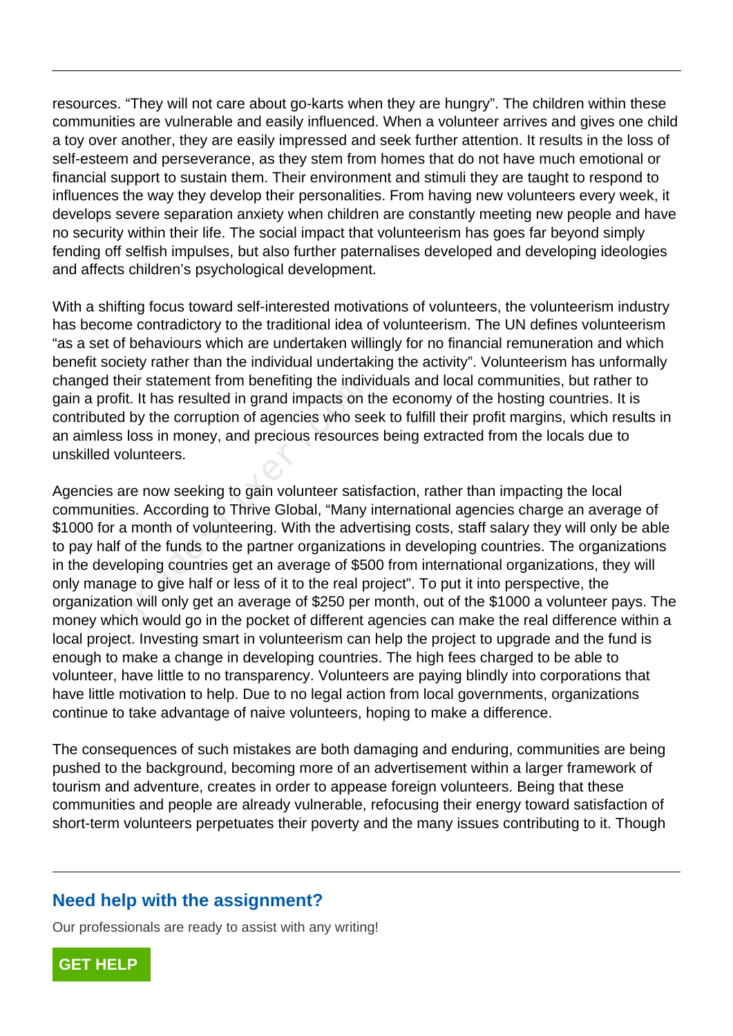resources. “They will not care about go-karts when they are hungry”. The children within these communities are vulnerable and easily influenced. When a volunteer arrives and gives one child a toy over another, they are easily impressed and seek further attention. It results in the loss of self-esteem and perseverance, as they stem from homes that do not have much emotional or financial support to sustain them. Their environment and stimuli they are taught to respond to influences the way they develop their personalities. From having new volunteers every week, it develops severe separation anxiety when children are constantly meeting new people and have no security within their life. The social impact that volunteerism has goes far beyond simply fending off selfish impulses, but also further paternalises developed and developing ideologies and affects children’s psychological development.

With a shifting focus toward self-interested motivations of volunteers, the volunteerism industry has become contradictory to the traditional idea of volunteerism. The UN defines volunteerism “as a set of behaviours which are undertaken willingly for no financial remuneration and which benefit society rather than the individual undertaking the activity”. Volunteerism has unformally changed their statement from benefiting the individuals and local communities, but rather to gain a profit. It has resulted in grand impacts on the economy of the hosting countries. It is contributed by the corruption of agencies who seek to fulfill their profit margins, which results in an aimless loss in money, and precious resources being extracted from the locals due to unskilled volunteers.

Agencies are now seeking to gain volunteer satisfaction, rather than impacting the local communities. According to Thrive Global, “Many international agencies charge an average of $1000 for a month of volunteering. With the advertising costs, staff salary they will only be able to pay half of the funds to the partner organizations in developing countries. The organizations in the developing countries get an average of $500 from international organizations, they will only manage to give half or less of it to the real project”. To put it into perspective, the organization will only get an average of $250 per month, out of the $1000 a volunteer pays. The money which would go in the pocket of different agencies can make the real difference within a local project. Investing smart in volunteerism can help the project to upgrade and the fund is enough to make a change in developing countries. The high fees charged to be able to volunteer, have little to no transparency. Volunteers are paying blindly into corporations that have little motivation to help. Due to no legal action from local governments, organizations continue to take advantage of naive volunteers, hoping to make a difference.

The consequences of such mistakes are both damaging and enduring, communities are being pushed to the background, becoming more of an advertisement within a larger framework of tourism and adventure, creates in order to appease foreign volunteers. Being that these communities and people are already vulnerable, refocusing their energy toward satisfaction of short-term volunteers perpetuates their poverty and the many issues contributing to it. Though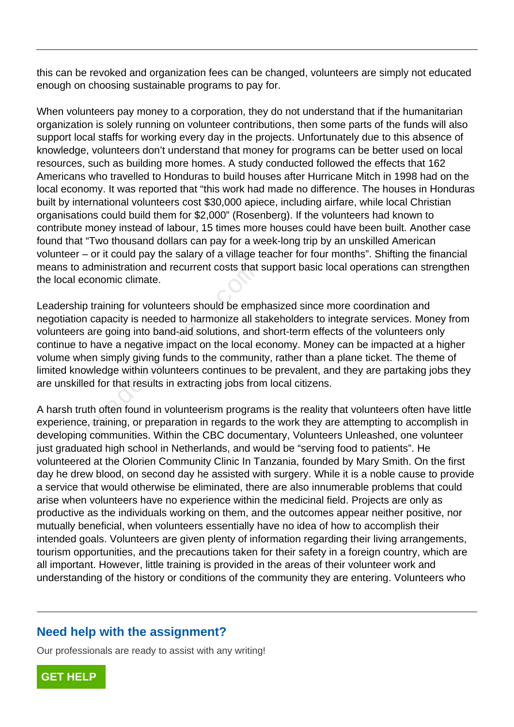this can be revoked and organization fees can be changed, volunteers are simply not educated enough on choosing sustainable programs to pay for.

When volunteers pay money to a corporation, they do not understand that if the humanitarian organization is solely running on volunteer contributions, then some parts of the funds will also support local staffs for working every day in the projects. Unfortunately due to this absence of knowledge, volunteers don't understand that money for programs can be better used on local resources, such as building more homes. A study conducted followed the effects that 162 Americans who travelled to Honduras to build houses after Hurricane Mitch in 1998 had on the local economy. It was reported that "this work had made no difference. The houses in Honduras built by international volunteers cost $30,000 apiece, including airfare, while local Christian organisations could build them for $2,000" (Rosenberg). If the volunteers had known to contribute money instead of labour, 15 times more houses could have been built. Another case found that "Two thousand dollars can pay for a week-long trip by an unskilled American volunteer – or it could pay the salary of a village teacher for four months". Shifting the financial means to administration and recurrent costs that support basic local operations can strengthen the local economic climate.

Leadership training for volunteers should be emphasized since more coordination and negotiation capacity is needed to harmonize all stakeholders to integrate services. Money from volunteers are going into band-aid solutions, and short-term effects of the volunteers only continue to have a negative impact on the local economy. Money can be impacted at a higher volume when simply giving funds to the community, rather than a plane ticket. The theme of limited knowledge within volunteers continues to be prevalent, and they are partaking jobs they are unskilled for that results in extracting jobs from local citizens.

A harsh truth often found in volunteerism programs is the reality that volunteers often have little experience, training, or preparation in regards to the work they are attempting to accomplish in developing communities. Within the CBC documentary, Volunteers Unleashed, one volunteer just graduated high school in Netherlands, and would be "serving food to patients". He volunteered at the Olorien Community Clinic In Tanzania, founded by Mary Smith. On the first day he drew blood, on second day he assisted with surgery. While it is a noble cause to provide a service that would otherwise be eliminated, there are also innumerable problems that could arise when volunteers have no experience within the medicinal field. Projects are only as productive as the individuals working on them, and the outcomes appear neither positive, nor mutually beneficial, when volunteers essentially have no idea of how to accomplish their intended goals. Volunteers are given plenty of information regarding their living arrangements, tourism opportunities, and the precautions taken for their safety in a foreign country, which are all important. However, little training is provided in the areas of their volunteer work and understanding of the history or conditions of the community they are entering. Volunteers who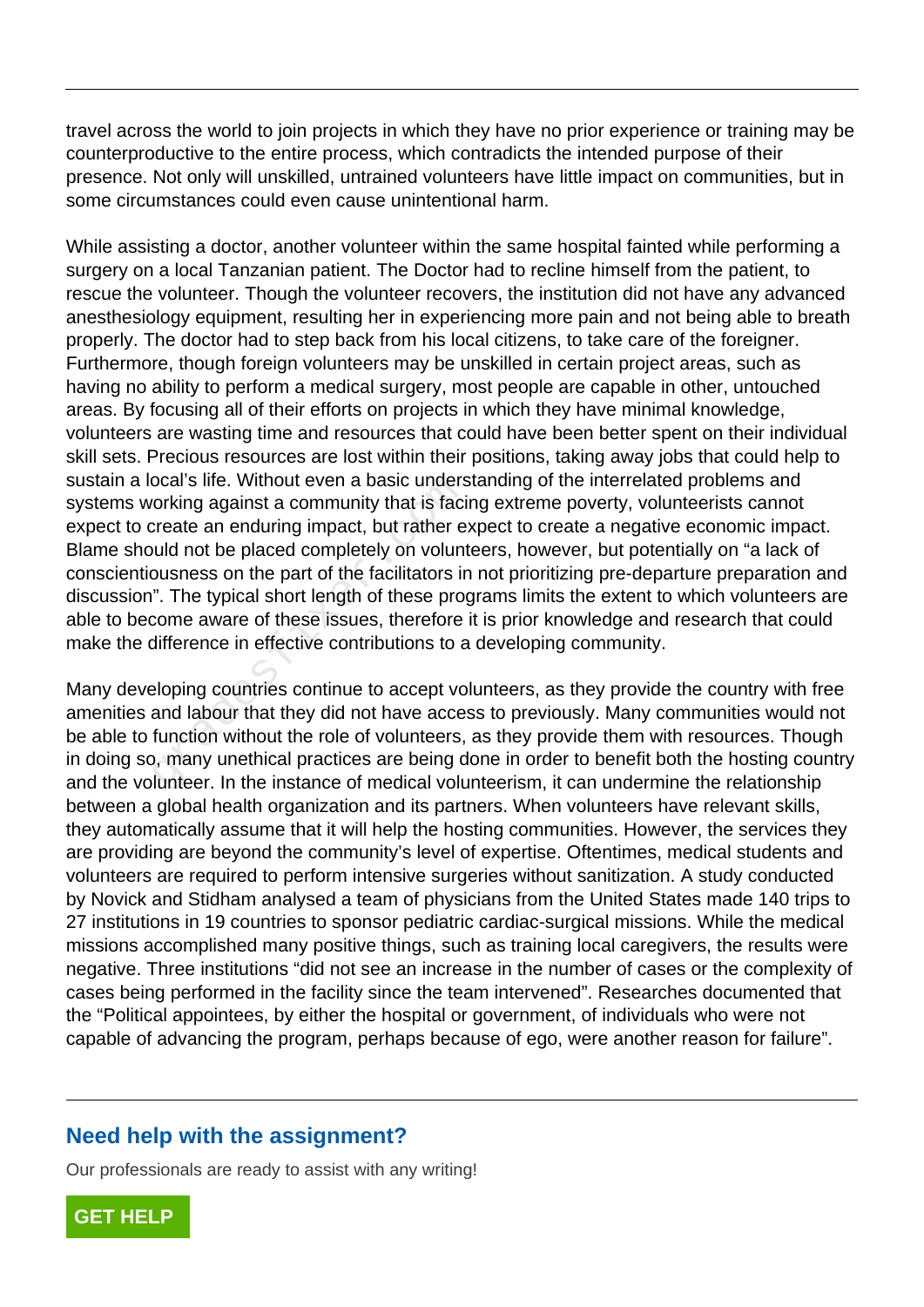travel across the world to join projects in which they have no prior experience or training may be counterproductive to the entire process, which contradicts the intended purpose of their presence. Not only will unskilled, untrained volunteers have little impact on communities, but in some circumstances could even cause unintentional harm.

While assisting a doctor, another volunteer within the same hospital fainted while performing a surgery on a local Tanzanian patient. The Doctor had to recline himself from the patient, to rescue the volunteer. Though the volunteer recovers, the institution did not have any advanced anesthesiology equipment, resulting her in experiencing more pain and not being able to breath properly. The doctor had to step back from his local citizens, to take care of the foreigner. Furthermore, though foreign volunteers may be unskilled in certain project areas, such as having no ability to perform a medical surgery, most people are capable in other, untouched areas. By focusing all of their efforts on projects in which they have minimal knowledge, volunteers are wasting time and resources that could have been better spent on their individual skill sets. Precious resources are lost within their positions, taking away jobs that could help to sustain a local's life. Without even a basic understanding of the interrelated problems and systems working against a community that is facing extreme poverty, volunteerists cannot expect to create an enduring impact, but rather expect to create a negative economic impact. Blame should not be placed completely on volunteers, however, but potentially on "a lack of conscientiousness on the part of the facilitators in not prioritizing pre-departure preparation and discussion". The typical short length of these programs limits the extent to which volunteers are able to become aware of these issues, therefore it is prior knowledge and research that could make the difference in effective contributions to a developing community.

Many developing countries continue to accept volunteers, as they provide the country with free amenities and labour that they did not have access to previously. Many communities would not be able to function without the role of volunteers, as they provide them with resources. Though in doing so, many unethical practices are being done in order to benefit both the hosting country and the volunteer. In the instance of medical volunteerism, it can undermine the relationship between a global health organization and its partners. When volunteers have relevant skills, they automatically assume that it will help the hosting communities. However, the services they are providing are beyond the community's level of expertise. Oftentimes, medical students and volunteers are required to perform intensive surgeries without sanitization. A study conducted by Novick and Stidham analysed a team of physicians from the United States made 140 trips to 27 institutions in 19 countries to sponsor pediatric cardiac-surgical missions. While the medical missions accomplished many positive things, such as training local caregivers, the results were negative. Three institutions "did not see an increase in the number of cases or the complexity of cases being performed in the facility since the team intervened". Researches documented that the "Political appointees, by either the hospital or government, of individuals who were not capable of advancing the program, perhaps because of ego, were another reason for failure".

## Need help with the assignment?

Our professionals are ready to assist with any writing!

GET HELP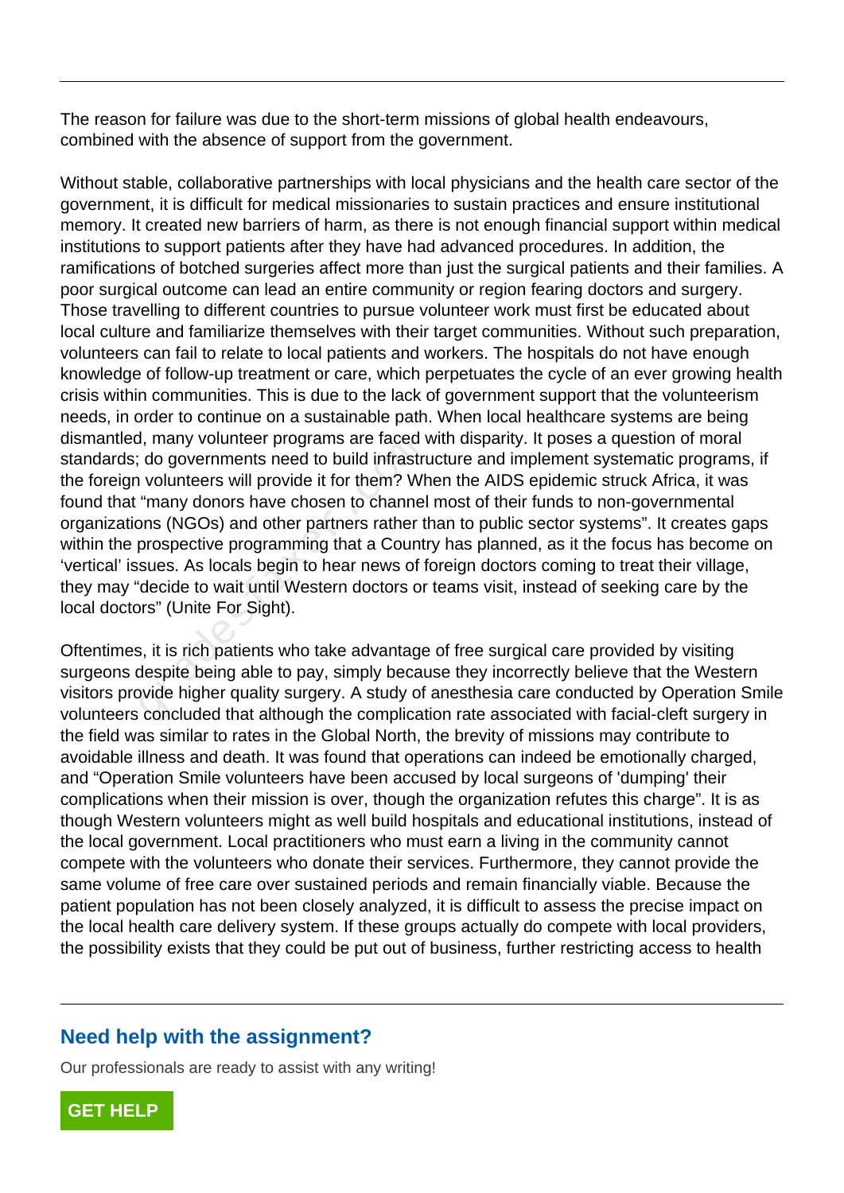The reason for failure was due to the short-term missions of global health endeavours, combined with the absence of support from the government.

Without stable, collaborative partnerships with local physicians and the health care sector of the government, it is difficult for medical missionaries to sustain practices and ensure institutional memory. It created new barriers of harm, as there is not enough financial support within medical institutions to support patients after they have had advanced procedures. In addition, the ramifications of botched surgeries affect more than just the surgical patients and their families. A poor surgical outcome can lead an entire community or region fearing doctors and surgery. Those travelling to different countries to pursue volunteer work must first be educated about local culture and familiarize themselves with their target communities. Without such preparation, volunteers can fail to relate to local patients and workers. The hospitals do not have enough knowledge of follow-up treatment or care, which perpetuates the cycle of an ever growing health crisis within communities. This is due to the lack of government support that the volunteerism needs, in order to continue on a sustainable path. When local healthcare systems are being dismantled, many volunteer programs are faced with disparity. It poses a question of moral standards; do governments need to build infrastructure and implement systematic programs, if the foreign volunteers will provide it for them? When the AIDS epidemic struck Africa, it was found that "many donors have chosen to channel most of their funds to non-governmental organizations (NGOs) and other partners rather than to public sector systems". It creates gaps within the prospective programming that a Country has planned, as it the focus has become on 'vertical' issues. As locals begin to hear news of foreign doctors coming to treat their village, they may "decide to wait until Western doctors or teams visit, instead of seeking care by the local doctors" (Unite For Sight).

Oftentimes, it is rich patients who take advantage of free surgical care provided by visiting surgeons despite being able to pay, simply because they incorrectly believe that the Western visitors provide higher quality surgery. A study of anesthesia care conducted by Operation Smile volunteers concluded that although the complication rate associated with facial-cleft surgery in the field was similar to rates in the Global North, the brevity of missions may contribute to avoidable illness and death. It was found that operations can indeed be emotionally charged, and "Operation Smile volunteers have been accused by local surgeons of 'dumping' their complications when their mission is over, though the organization refutes this charge". It is as though Western volunteers might as well build hospitals and educational institutions, instead of the local government. Local practitioners who must earn a living in the community cannot compete with the volunteers who donate their services. Furthermore, they cannot provide the same volume of free care over sustained periods and remain financially viable. Because the patient population has not been closely analyzed, it is difficult to assess the precise impact on the local health care delivery system. If these groups actually do compete with local providers, the possibility exists that they could be put out of business, further restricting access to health

## Need help with the assignment?

Our professionals are ready to assist with any writing!

GET HELP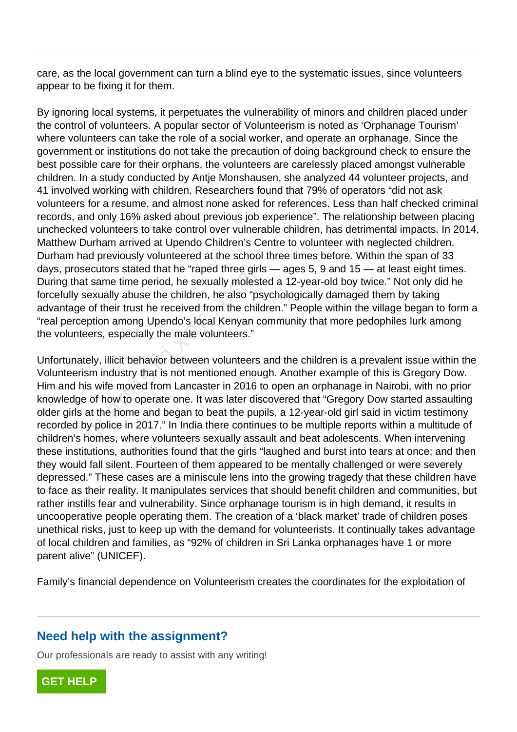care, as the local government can turn a blind eye to the systematic issues, since volunteers appear to be fixing it for them.

By ignoring local systems, it perpetuates the vulnerability of minors and children placed under the control of volunteers. A popular sector of Volunteerism is noted as 'Orphanage Tourism' where volunteers can take the role of a social worker, and operate an orphanage. Since the government or institutions do not take the precaution of doing background check to ensure the best possible care for their orphans, the volunteers are carelessly placed amongst vulnerable children. In a study conducted by Antje Monshausen, she analyzed 44 volunteer projects, and 41 involved working with children. Researchers found that 79% of operators "did not ask volunteers for a resume, and almost none asked for references. Less than half checked criminal records, and only 16% asked about previous job experience". The relationship between placing unchecked volunteers to take control over vulnerable children, has detrimental impacts. In 2014, Matthew Durham arrived at Upendo Children's Centre to volunteer with neglected children. Durham had previously volunteered at the school three times before. Within the span of 33 days, prosecutors stated that he "raped three girls — ages 5, 9 and 15 — at least eight times. During that same time period, he sexually molested a 12-year-old boy twice." Not only did he forcefully sexually abuse the children, he also "psychologically damaged them by taking advantage of their trust he received from the children." People within the village began to form a "real perception among Upendo's local Kenyan community that more pedophiles lurk among the volunteers, especially the male volunteers."

Unfortunately, illicit behavior between volunteers and the children is a prevalent issue within the Volunteerism industry that is not mentioned enough. Another example of this is Gregory Dow. Him and his wife moved from Lancaster in 2016 to open an orphanage in Nairobi, with no prior knowledge of how to operate one. It was later discovered that "Gregory Dow started assaulting older girls at the home and began to beat the pupils, a 12-year-old girl said in victim testimony recorded by police in 2017." In India there continues to be multiple reports within a multitude of children's homes, where volunteers sexually assault and beat adolescents. When intervening these institutions, authorities found that the girls "laughed and burst into tears at once; and then they would fall silent. Fourteen of them appeared to be mentally challenged or were severely depressed." These cases are a miniscule lens into the growing tragedy that these children have to face as their reality. It manipulates services that should benefit children and communities, but rather instills fear and vulnerability. Since orphanage tourism is in high demand, it results in uncooperative people operating them. The creation of a 'black market' trade of children poses unethical risks, just to keep up with the demand for volunteerists. It continually takes advantage of local children and families, as "92% of children in Sri Lanka orphanages have 1 or more parent alive" (UNICEF).

Family's financial dependence on Volunteerism creates the coordinates for the exploitation of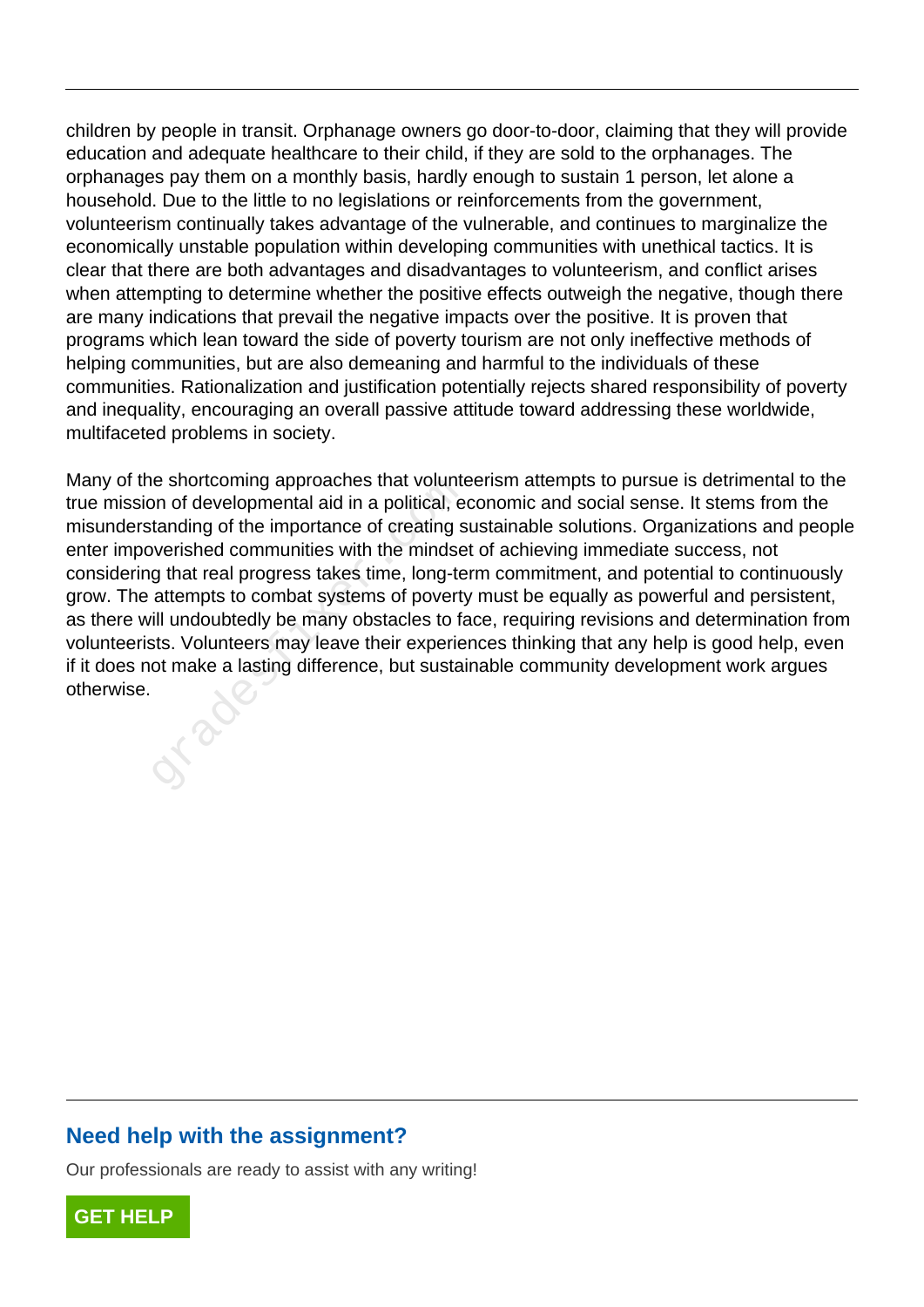children by people in transit. Orphanage owners go door-to-door, claiming that they will provide education and adequate healthcare to their child, if they are sold to the orphanages. The orphanages pay them on a monthly basis, hardly enough to sustain 1 person, let alone a household. Due to the little to no legislations or reinforcements from the government, volunteerism continually takes advantage of the vulnerable, and continues to marginalize the economically unstable population within developing communities with unethical tactics. It is clear that there are both advantages and disadvantages to volunteerism, and conflict arises when attempting to determine whether the positive effects outweigh the negative, though there are many indications that prevail the negative impacts over the positive. It is proven that programs which lean toward the side of poverty tourism are not only ineffective methods of helping communities, but are also demeaning and harmful to the individuals of these communities. Rationalization and justification potentially rejects shared responsibility of poverty and inequality, encouraging an overall passive attitude toward addressing these worldwide, multifaceted problems in society.

Many of the shortcoming approaches that volunteerism attempts to pursue is detrimental to the true mission of developmental aid in a political, economic and social sense. It stems from the misunderstanding of the importance of creating sustainable solutions. Organizations and people enter impoverished communities with the mindset of achieving immediate success, not considering that real progress takes time, long-term commitment, and potential to continuously grow. The attempts to combat systems of poverty must be equally as powerful and persistent, as there will undoubtedly be many obstacles to face, requiring revisions and determination from volunteerists. Volunteers may leave their experiences thinking that any help is good help, even if it does not make a lasting difference, but sustainable community development work argues otherwise.